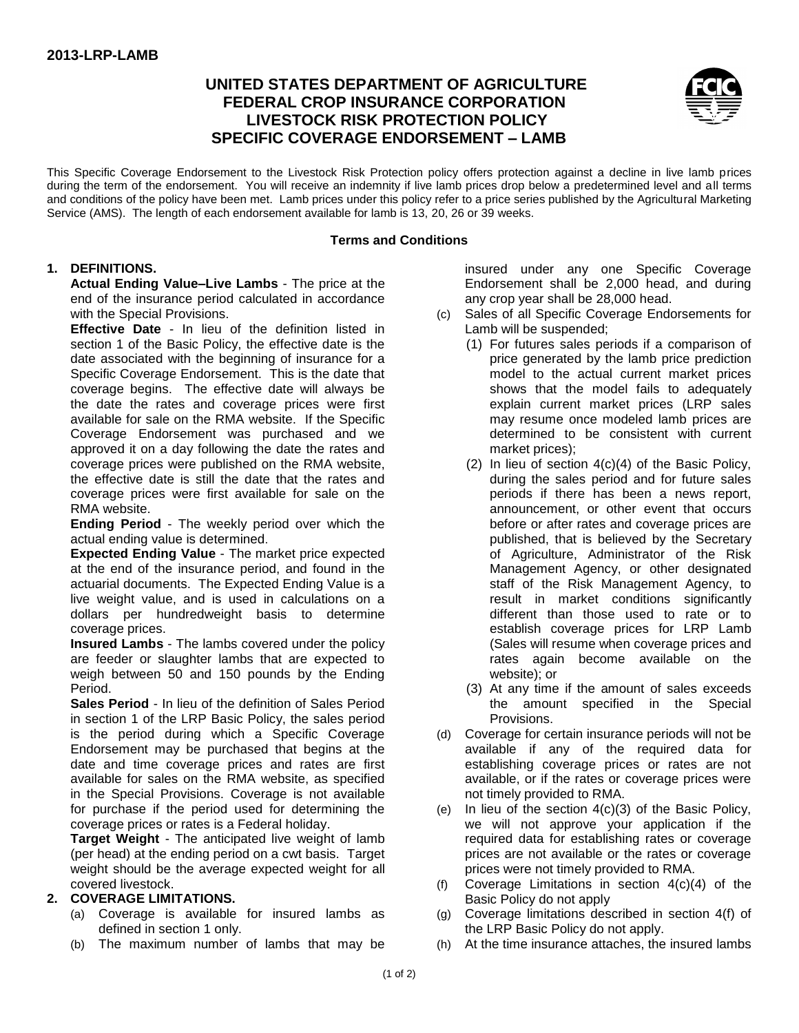2013-LRP-LAMB

# UNITED STATES DEPARTMENT OF AGRICULTURE
# FEDERAL CROP INSURANCE CORPORATION
# LIVESTOCK RISK PROTECTION POLICY
# SPECIFIC COVERAGE ENDORSEMENT – LAMB

This Specific Coverage Endorsement to the Livestock Risk Protection policy offers protection against a decline in live lamb prices during the term of the endorsement. You will receive an indemnity if live lamb prices drop below a predetermined level and all terms and conditions of the policy have been met. Lamb prices under this policy refer to a price series published by the Agricultural Marketing Service (AMS). The length of each endorsement available for lamb is 13, 20, 26 or 39 weeks.

**Terms and Conditions**

**1. DEFINITIONS.**

**Actual Ending Value–Live Lambs** - The price at the end of the insurance period calculated in accordance with the Special Provisions.

**Effective Date** - In lieu of the definition listed in section 1 of the Basic Policy, the effective date is the date associated with the beginning of insurance for a Specific Coverage Endorsement. This is the date that coverage begins. The effective date will always be the date the rates and coverage prices were first available for sale on the RMA website. If the Specific Coverage Endorsement was purchased and we approved it on a day following the date the rates and coverage prices were published on the RMA website, the effective date is still the date that the rates and coverage prices were first available for sale on the RMA website.

**Ending Period** - The weekly period over which the actual ending value is determined.

**Expected Ending Value** - The market price expected at the end of the insurance period, and found in the actuarial documents. The Expected Ending Value is a live weight value, and is used in calculations on a dollars per hundredweight basis to determine coverage prices.

**Insured Lambs** - The lambs covered under the policy are feeder or slaughter lambs that are expected to weigh between 50 and 150 pounds by the Ending Period.

**Sales Period** - In lieu of the definition of Sales Period in section 1 of the LRP Basic Policy, the sales period is the period during which a Specific Coverage Endorsement may be purchased that begins at the date and time coverage prices and rates are first available for sales on the RMA website, as specified in the Special Provisions. Coverage is not available for purchase if the period used for determining the coverage prices or rates is a Federal holiday.

**Target Weight** - The anticipated live weight of lamb (per head) at the ending period on a cwt basis. Target weight should be the average expected weight for all covered livestock.

**2. COVERAGE LIMITATIONS.**

(a) Coverage is available for insured lambs as defined in section 1 only.

(b) The maximum number of lambs that may be insured under any one Specific Coverage Endorsement shall be 2,000 head, and during any crop year shall be 28,000 head.

(c) Sales of all Specific Coverage Endorsements for Lamb will be suspended;

   (1) For futures sales periods if a comparison of price generated by the lamb price prediction model to the actual current market prices shows that the model fails to adequately explain current market prices (LRP sales may resume once modeled lamb prices are determined to be consistent with current market prices);

   (2) In lieu of section 4(c)(4) of the Basic Policy, during the sales period and for future sales periods if there has been a news report, announcement, or other event that occurs before or after rates and coverage prices are published, that is believed by the Secretary of Agriculture, Administrator of the Risk Management Agency, or other designated staff of the Risk Management Agency, to result in market conditions significantly different than those used to rate or to establish coverage prices for LRP Lamb (Sales will resume when coverage prices and rates again become available on the website); or

   (3) At any time if the amount of sales exceeds the amount specified in the Special Provisions.

(d) Coverage for certain insurance periods will not be available if any of the required data for establishing coverage prices or rates are not available, or if the rates or coverage prices were not timely provided to RMA.

(e) In lieu of the section 4(c)(3) of the Basic Policy, we will not approve your application if the required data for establishing rates or coverage prices are not available or the rates or coverage prices were not timely provided to RMA.

(f) Coverage Limitations in section 4(c)(4) of the Basic Policy do not apply

(g) Coverage limitations described in section 4(f) of the LRP Basic Policy do not apply.

(h) At the time insurance attaches, the insured lambs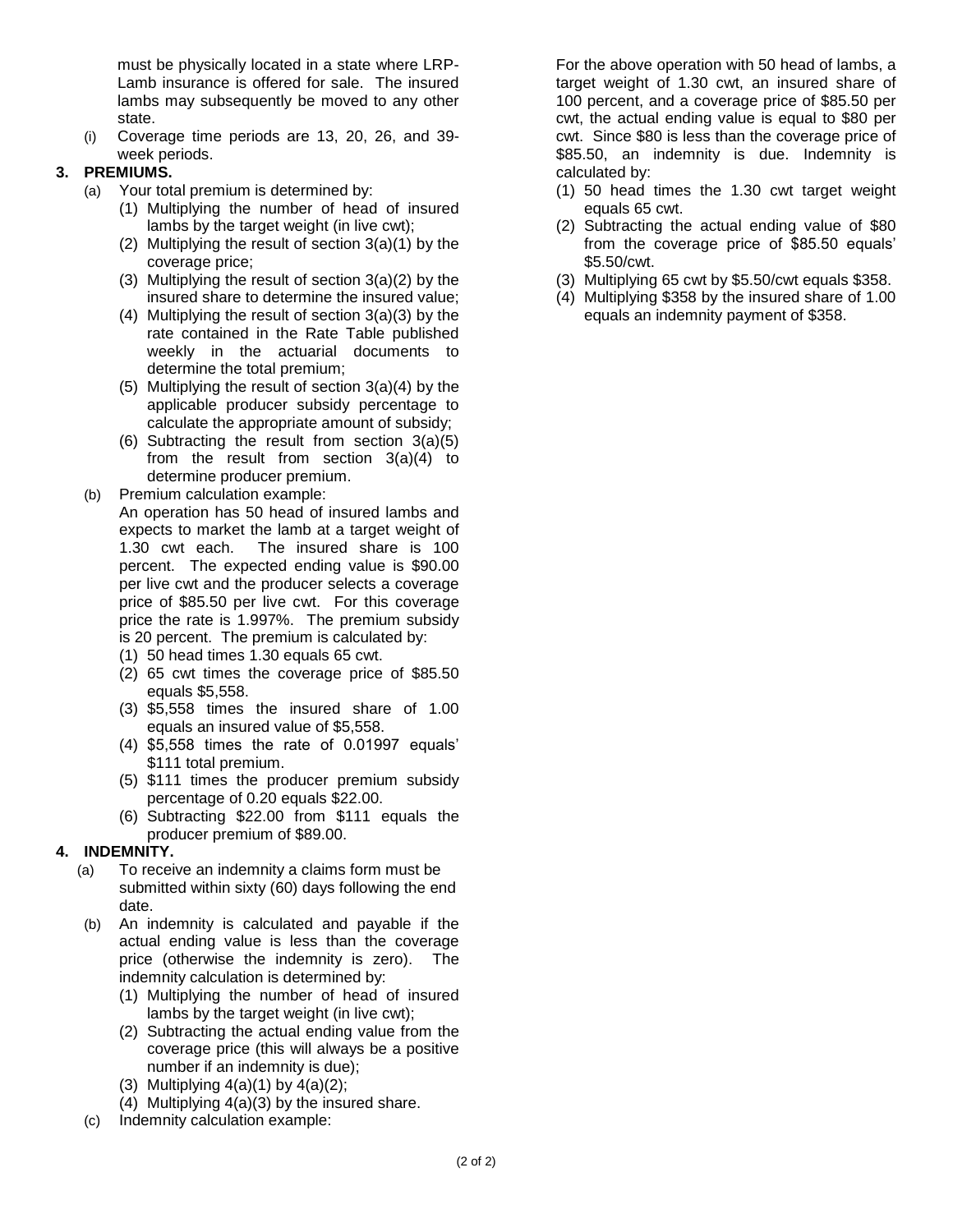must be physically located in a state where LRP-Lamb insurance is offered for sale. The insured lambs may subsequently be moved to any other state.

(i) Coverage time periods are 13, 20, 26, and 39-week periods.

**3. PREMIUMS.**

(a) Your total premium is determined by:

(1) Multiplying the number of head of insured lambs by the target weight (in live cwt);

(2) Multiplying the result of section 3(a)(1) by the coverage price;

(3) Multiplying the result of section 3(a)(2) by the insured share to determine the insured value;

(4) Multiplying the result of section 3(a)(3) by the rate contained in the Rate Table published weekly in the actuarial documents to determine the total premium;

(5) Multiplying the result of section 3(a)(4) by the applicable producer subsidy percentage to calculate the appropriate amount of subsidy;

(6) Subtracting the result from section 3(a)(5) from the result from section 3(a)(4) to determine producer premium.

(b) Premium calculation example:

An operation has 50 head of insured lambs and expects to market the lamb at a target weight of 1.30 cwt each. The insured share is 100 percent. The expected ending value is $90.00 per live cwt and the producer selects a coverage price of $85.50 per live cwt. For this coverage price the rate is 1.997%. The premium subsidy is 20 percent. The premium is calculated by:

(1) 50 head times 1.30 equals 65 cwt.

(2) 65 cwt times the coverage price of $85.50 equals $5,558.

(3) $5,558 times the insured share of 1.00 equals an insured value of $5,558.

(4) $5,558 times the rate of 0.01997 equals' $111 total premium.

(5) $111 times the producer premium subsidy percentage of 0.20 equals $22.00.

(6) Subtracting $22.00 from $111 equals the producer premium of $89.00.

**4. INDEMNITY.**

(a) To receive an indemnity a claims form must be submitted within sixty (60) days following the end date.

(b) An indemnity is calculated and payable if the actual ending value is less than the coverage price (otherwise the indemnity is zero). The indemnity calculation is determined by:

(1) Multiplying the number of head of insured lambs by the target weight (in live cwt);

(2) Subtracting the actual ending value from the coverage price (this will always be a positive number if an indemnity is due);

(3) Multiplying 4(a)(1) by 4(a)(2);

(4) Multiplying 4(a)(3) by the insured share.

(c) Indemnity calculation example:

For the above operation with 50 head of lambs, a target weight of 1.30 cwt, an insured share of 100 percent, and a coverage price of $85.50 per cwt, the actual ending value is equal to $80 per cwt. Since $80 is less than the coverage price of $85.50, an indemnity is due. Indemnity is calculated by:

(1) 50 head times the 1.30 cwt target weight equals 65 cwt.

(2) Subtracting the actual ending value of $80 from the coverage price of $85.50 equals' $5.50/cwt.

(3) Multiplying 65 cwt by $5.50/cwt equals $358.

(4) Multiplying $358 by the insured share of 1.00 equals an indemnity payment of $358.